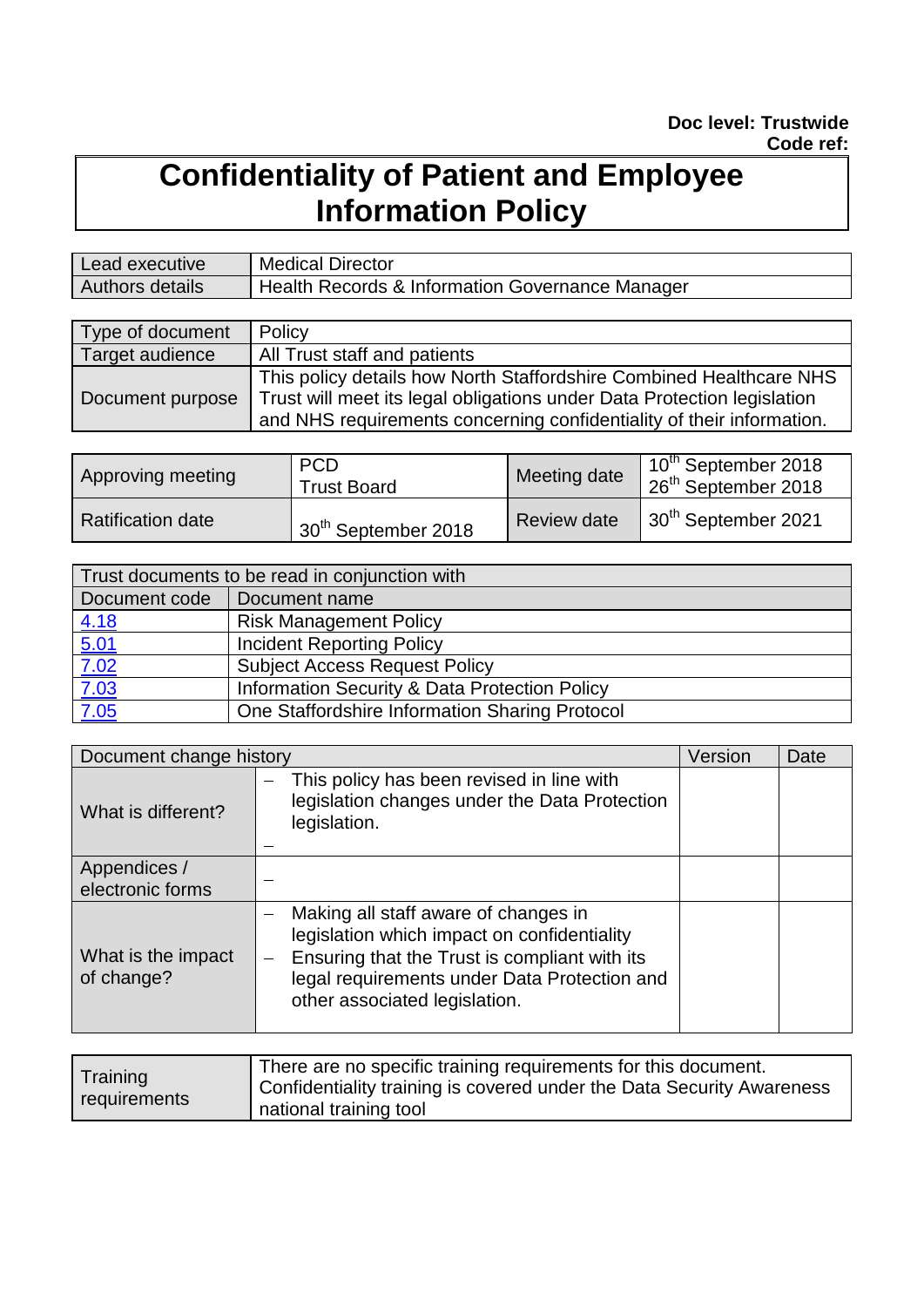**Doc level: Trustwide**
**Code ref:**

# Confidentiality of Patient and Employee Information Policy

| Lead executive | Medical Director |
|---|---|
| Authors details | Health Records & Information Governance Manager |

| Type of document | Policy |
|---|---|
| Target audience | All Trust staff and patients |
| Document purpose | This policy details how North Staffordshire Combined Healthcare NHS Trust will meet its legal obligations under Data Protection legislation and NHS requirements concerning confidentiality of their information. |

| Approving meeting | PCD<br>Trust Board | Meeting date | 10th September 2018<br>26th September 2018 |
|---|---|---|---|
| Ratification date | 30th September 2018 | Review date | 30th September 2021 |

| Trust documents to be read in conjunction with | |
|---|---|
| Document code | Document name |
| 4.18 | Risk Management Policy |
| 5.01 | Incident Reporting Policy |
| 7.02 | Subject Access Request Policy |
| 7.03 | Information Security & Data Protection Policy |
| 7.05 | One Staffordshire Information Sharing Protocol |

| Document change history | | Version | Date |
|---|---|---|---|
| What is different? | – This policy has been revised in line with legislation changes under the Data Protection legislation.<br>– | | |
| Appendices / electronic forms | – | | |
| What is the impact of change? | – Making all staff aware of changes in legislation which impact on confidentiality<br>– Ensuring that the Trust is compliant with its legal requirements under Data Protection and other associated legislation. | | |

| Training requirements | There are no specific training requirements for this document. Confidentiality training is covered under the Data Security Awareness national training tool |
|---|---|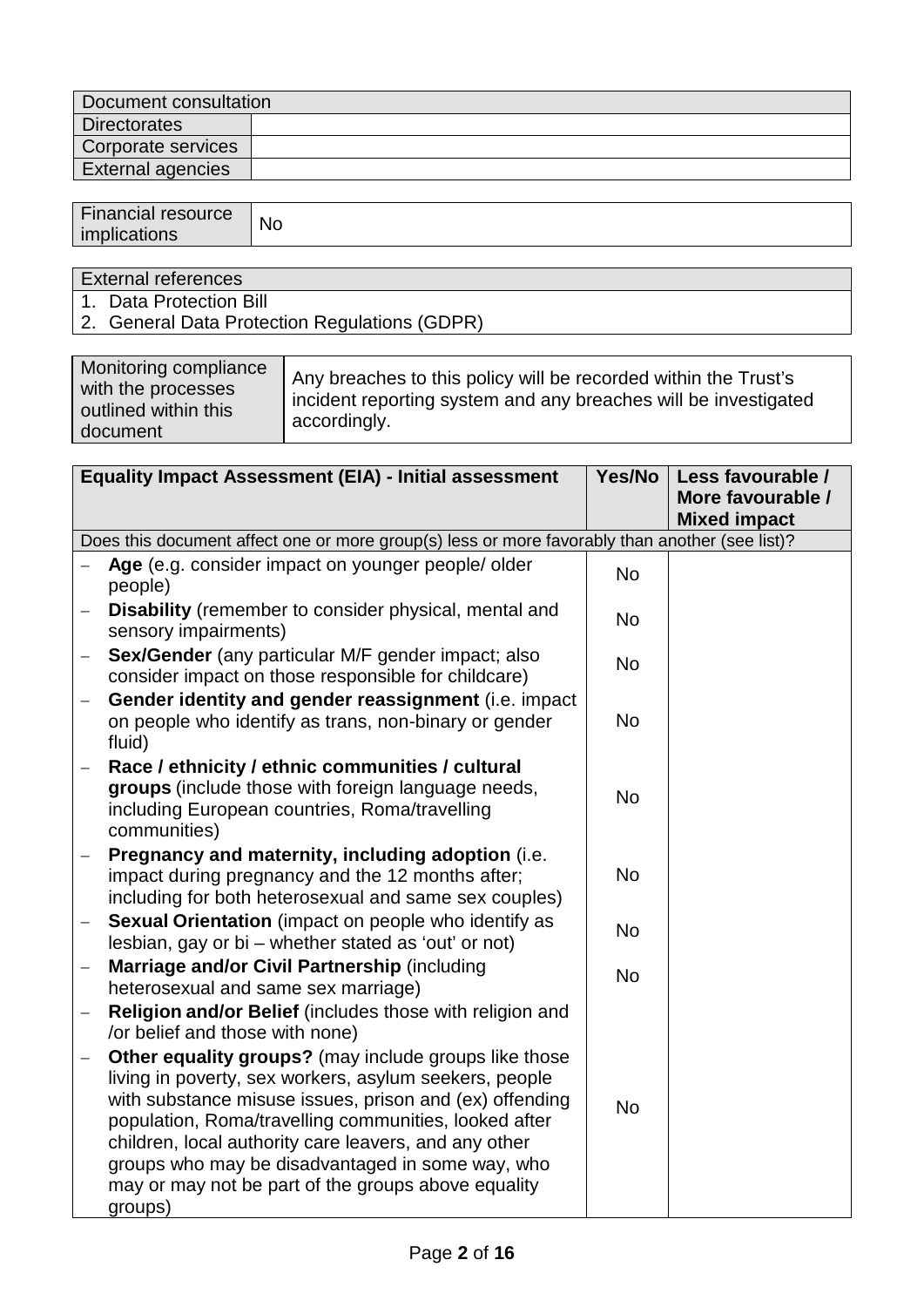| Document consultation | |
|---|---|
| Directorates | |
| Corporate services | |
| External agencies | |

| Financial resource implications | No |
|---|---|

| External references |
|---|
| 1. Data Protection Bill |
| 2. General Data Protection Regulations (GDPR) |

| Monitoring compliance with the processes outlined within this document | Any breaches to this policy will be recorded within the Trust's incident reporting system and any breaches will be investigated accordingly. |
|---|---|

| **Equality Impact Assessment (EIA) - Initial assessment** | **Yes/No** | **Less favourable / More favourable / Mixed impact** |
|---|---|---|
| Does this document affect one or more group(s) less or more favorably than another (see list)? | | |
| – **Age** (e.g. consider impact on younger people/ older people) | No | |
| – **Disability** (remember to consider physical, mental and sensory impairments) | No | |
| – **Sex/Gender** (any particular M/F gender impact; also consider impact on those responsible for childcare) | No | |
| – **Gender identity and gender reassignment** (i.e. impact on people who identify as trans, non-binary or gender fluid) | No | |
| – **Race / ethnicity / ethnic communities / cultural groups** (include those with foreign language needs, including European countries, Roma/travelling communities) | No | |
| – **Pregnancy and maternity, including adoption** (i.e. impact during pregnancy and the 12 months after; including for both heterosexual and same sex couples) | No | |
| – **Sexual Orientation** (impact on people who identify as lesbian, gay or bi – whether stated as 'out' or not) | No | |
| – **Marriage and/or Civil Partnership** (including heterosexual and same sex marriage) | No | |
| – **Religion and/or Belief** (includes those with religion and /or belief and those with none) | | |
| – **Other equality groups?** (may include groups like those living in poverty, sex workers, asylum seekers, people with substance misuse issues, prison and (ex) offending population, Roma/travelling communities, looked after children, local authority care leavers, and any other groups who may be disadvantaged in some way, who may or may not be part of the groups above equality groups) | No | |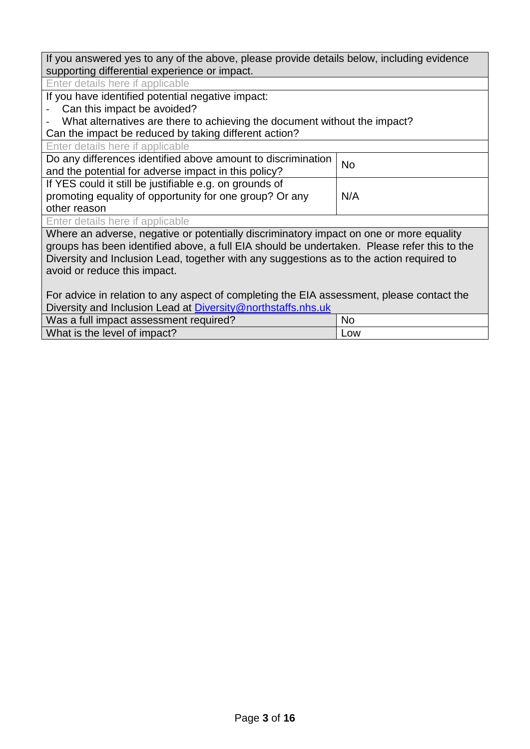| If you answered yes to any of the above, please provide details below, including evidence supporting differential experience or impact. | |
|---|---|
| Enter details here if applicable | |
| If you have identified potential negative impact:<br>- Can this impact be avoided?<br>- What alternatives are there to achieving the document without the impact?<br>Can the impact be reduced by taking different action? | |
| Enter details here if applicable | |
| Do any differences identified above amount to discrimination and the potential for adverse impact in this policy? | No |
| If YES could it still be justifiable e.g. on grounds of promoting equality of opportunity for one group? Or any other reason | N/A |
| Enter details here if applicable | |
| Where an adverse, negative or potentially discriminatory impact on one or more equality groups has been identified above, a full EIA should be undertaken. Please refer this to the Diversity and Inclusion Lead, together with any suggestions as to the action required to avoid or reduce this impact.<br><br>For advice in relation to any aspect of completing the EIA assessment, please contact the Diversity and Inclusion Lead at Diversity@northstaffs.nhs.uk | |
| Was a full impact assessment required? | No |
| What is the level of impact? | Low |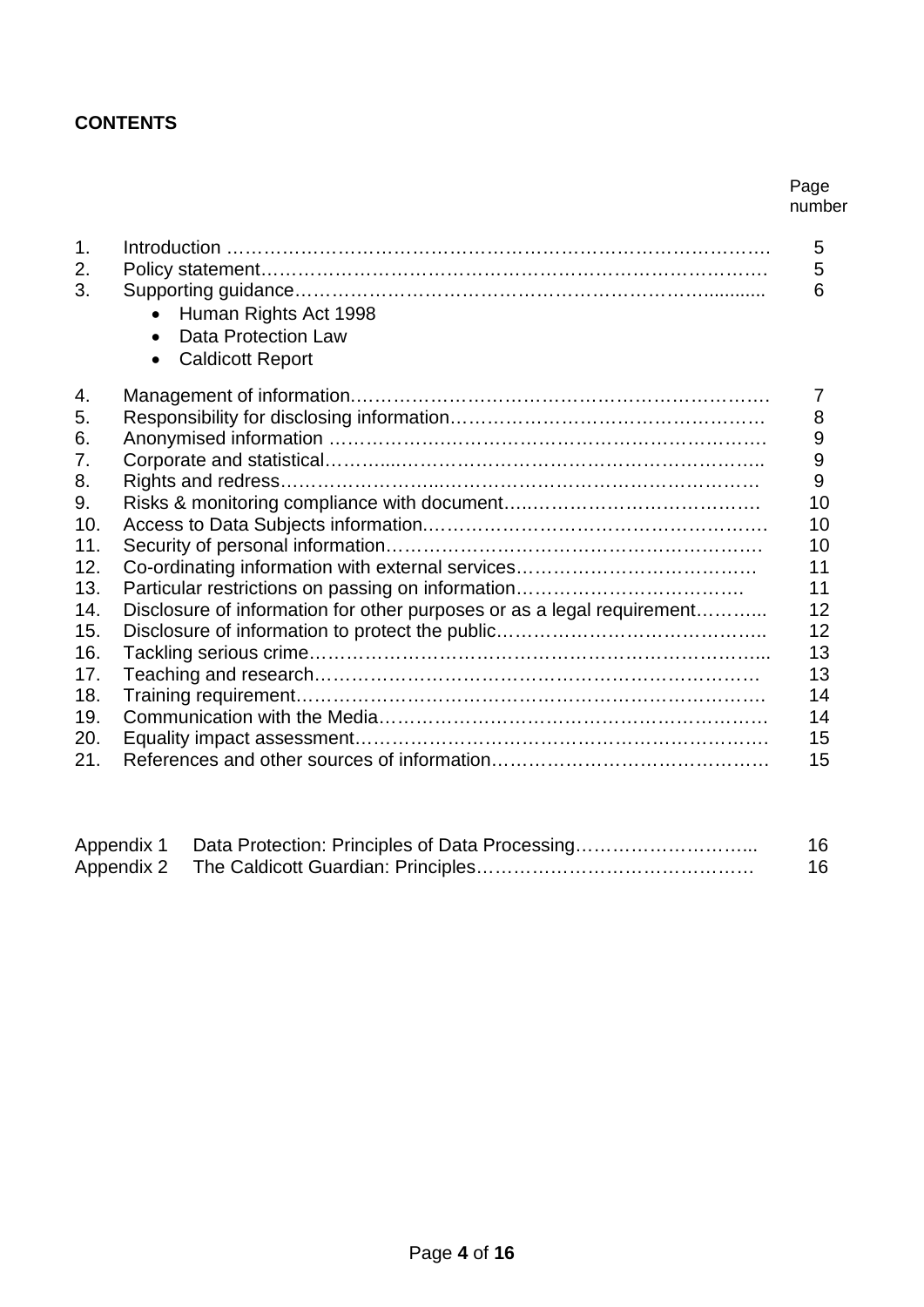**CONTENTS**

| | | Page number |
|---|---|---|
| 1. | Introduction | 5 |
| 2. | Policy statement | 5 |
| 3. | Supporting guidance<br>• Human Rights Act 1998<br>• Data Protection Law<br>• Caldicott Report | 6 |
| 4. | Management of information | 7 |
| 5. | Responsibility for disclosing information | 8 |
| 6. | Anonymised information | 9 |
| 7. | Corporate and statistical | 9 |
| 8. | Rights and redress | 9 |
| 9. | Risks & monitoring compliance with document | 10 |
| 10. | Access to Data Subjects information | 10 |
| 11. | Security of personal information | 10 |
| 12. | Co-ordinating information with external services | 11 |
| 13. | Particular restrictions on passing on information | 11 |
| 14. | Disclosure of information for other purposes or as a legal requirement | 12 |
| 15. | Disclosure of information to protect the public | 12 |
| 16. | Tackling serious crime | 13 |
| 17. | Teaching and research | 13 |
| 18. | Training requirement | 14 |
| 19. | Communication with the Media | 14 |
| 20. | Equality impact assessment | 15 |
| 21. | References and other sources of information | 15 |

| | | |
|---|---|---|
| Appendix 1 | Data Protection: Principles of Data Processing | 16 |
| Appendix 2 | The Caldicott Guardian: Principles | 16 |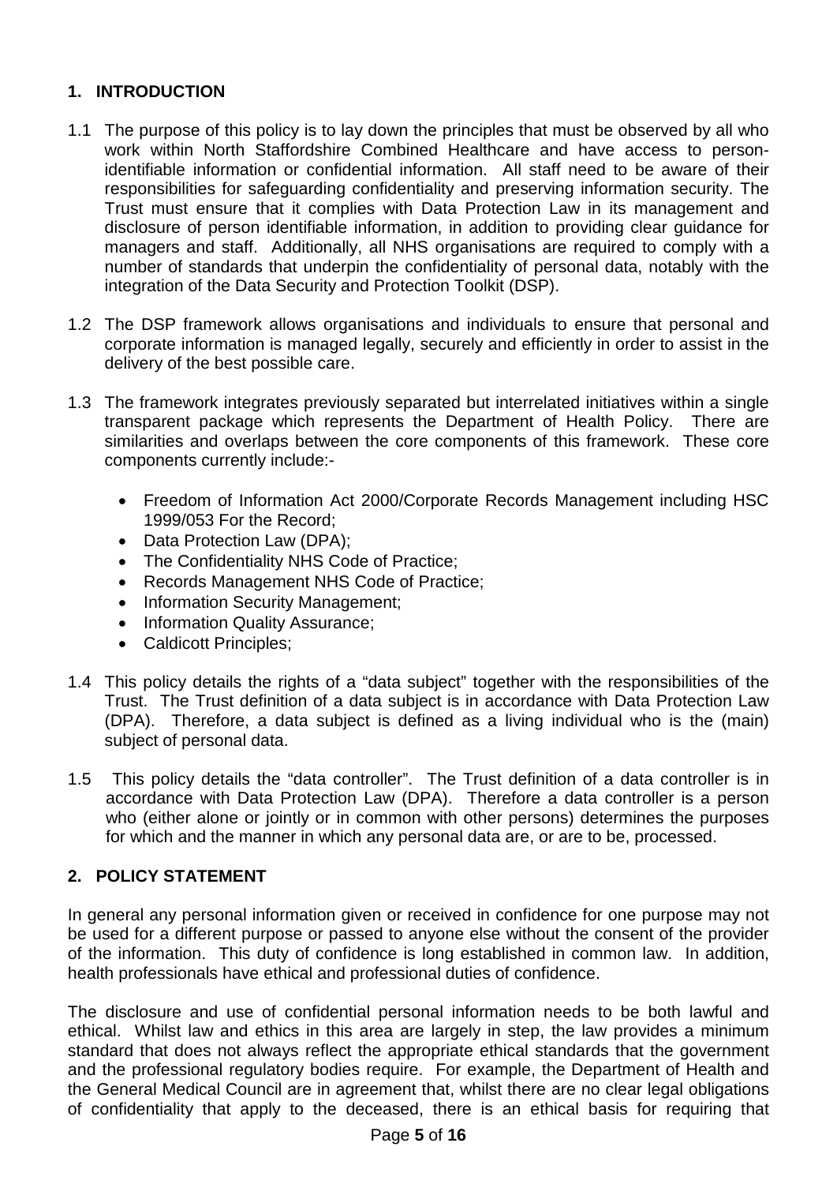## 1. INTRODUCTION

1.1 The purpose of this policy is to lay down the principles that must be observed by all who work within North Staffordshire Combined Healthcare and have access to person-identifiable information or confidential information. All staff need to be aware of their responsibilities for safeguarding confidentiality and preserving information security. The Trust must ensure that it complies with Data Protection Law in its management and disclosure of person identifiable information, in addition to providing clear guidance for managers and staff. Additionally, all NHS organisations are required to comply with a number of standards that underpin the confidentiality of personal data, notably with the integration of the Data Security and Protection Toolkit (DSP).

1.2 The DSP framework allows organisations and individuals to ensure that personal and corporate information is managed legally, securely and efficiently in order to assist in the delivery of the best possible care.

1.3 The framework integrates previously separated but interrelated initiatives within a single transparent package which represents the Department of Health Policy. There are similarities and overlaps between the core components of this framework. These core components currently include:-

- Freedom of Information Act 2000/Corporate Records Management including HSC 1999/053 For the Record;
- Data Protection Law (DPA);
- The Confidentiality NHS Code of Practice;
- Records Management NHS Code of Practice;
- Information Security Management;
- Information Quality Assurance;
- Caldicott Principles;

1.4 This policy details the rights of a "data subject" together with the responsibilities of the Trust. The Trust definition of a data subject is in accordance with Data Protection Law (DPA). Therefore, a data subject is defined as a living individual who is the (main) subject of personal data.

1.5 This policy details the "data controller". The Trust definition of a data controller is in accordance with Data Protection Law (DPA). Therefore a data controller is a person who (either alone or jointly or in common with other persons) determines the purposes for which and the manner in which any personal data are, or are to be, processed.

## 2. POLICY STATEMENT

In general any personal information given or received in confidence for one purpose may not be used for a different purpose or passed to anyone else without the consent of the provider of the information. This duty of confidence is long established in common law. In addition, health professionals have ethical and professional duties of confidence.

The disclosure and use of confidential personal information needs to be both lawful and ethical. Whilst law and ethics in this area are largely in step, the law provides a minimum standard that does not always reflect the appropriate ethical standards that the government and the professional regulatory bodies require. For example, the Department of Health and the General Medical Council are in agreement that, whilst there are no clear legal obligations of confidentiality that apply to the deceased, there is an ethical basis for requiring that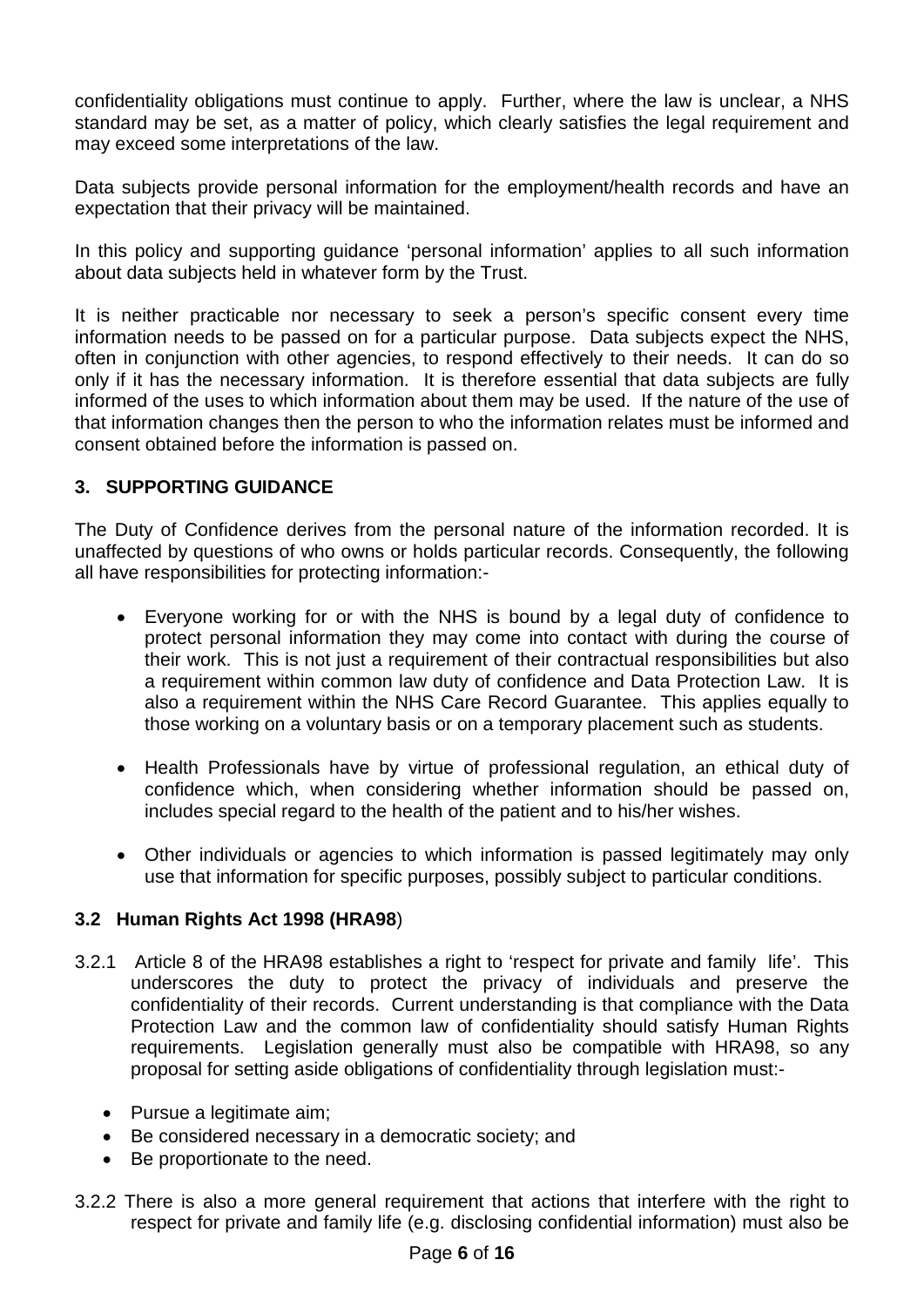confidentiality obligations must continue to apply. Further, where the law is unclear, a NHS standard may be set, as a matter of policy, which clearly satisfies the legal requirement and may exceed some interpretations of the law.

Data subjects provide personal information for the employment/health records and have an expectation that their privacy will be maintained.

In this policy and supporting guidance 'personal information' applies to all such information about data subjects held in whatever form by the Trust.

It is neither practicable nor necessary to seek a person's specific consent every time information needs to be passed on for a particular purpose. Data subjects expect the NHS, often in conjunction with other agencies, to respond effectively to their needs. It can do so only if it has the necessary information. It is therefore essential that data subjects are fully informed of the uses to which information about them may be used. If the nature of the use of that information changes then the person to who the information relates must be informed and consent obtained before the information is passed on.

## 3. SUPPORTING GUIDANCE

The Duty of Confidence derives from the personal nature of the information recorded. It is unaffected by questions of who owns or holds particular records. Consequently, the following all have responsibilities for protecting information:-

- Everyone working for or with the NHS is bound by a legal duty of confidence to protect personal information they may come into contact with during the course of their work. This is not just a requirement of their contractual responsibilities but also a requirement within common law duty of confidence and Data Protection Law. It is also a requirement within the NHS Care Record Guarantee. This applies equally to those working on a voluntary basis or on a temporary placement such as students.
- Health Professionals have by virtue of professional regulation, an ethical duty of confidence which, when considering whether information should be passed on, includes special regard to the health of the patient and to his/her wishes.
- Other individuals or agencies to which information is passed legitimately may only use that information for specific purposes, possibly subject to particular conditions.

### 3.2 Human Rights Act 1998 (HRA98)

3.2.1 Article 8 of the HRA98 establishes a right to 'respect for private and family life'. This underscores the duty to protect the privacy of individuals and preserve the confidentiality of their records. Current understanding is that compliance with the Data Protection Law and the common law of confidentiality should satisfy Human Rights requirements. Legislation generally must also be compatible with HRA98, so any proposal for setting aside obligations of confidentiality through legislation must:-

- Pursue a legitimate aim;
- Be considered necessary in a democratic society; and
- Be proportionate to the need.

3.2.2 There is also a more general requirement that actions that interfere with the right to respect for private and family life (e.g. disclosing confidential information) must also be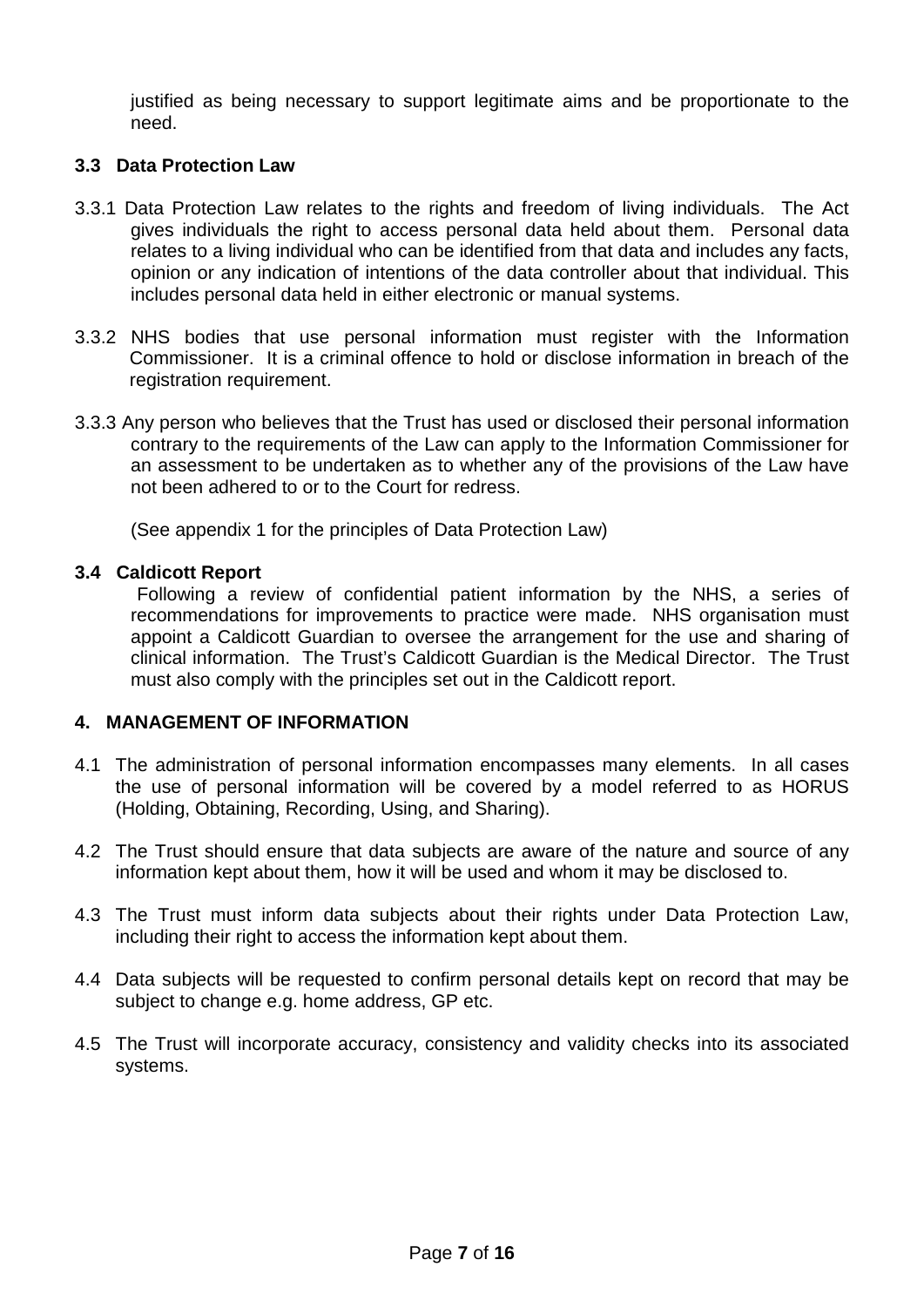justified as being necessary to support legitimate aims and be proportionate to the need.

### 3.3 Data Protection Law

3.3.1 Data Protection Law relates to the rights and freedom of living individuals. The Act gives individuals the right to access personal data held about them. Personal data relates to a living individual who can be identified from that data and includes any facts, opinion or any indication of intentions of the data controller about that individual. This includes personal data held in either electronic or manual systems.

3.3.2 NHS bodies that use personal information must register with the Information Commissioner. It is a criminal offence to hold or disclose information in breach of the registration requirement.

3.3.3 Any person who believes that the Trust has used or disclosed their personal information contrary to the requirements of the Law can apply to the Information Commissioner for an assessment to be undertaken as to whether any of the provisions of the Law have not been adhered to or to the Court for redress.

(See appendix 1 for the principles of Data Protection Law)

### 3.4 Caldicott Report

Following a review of confidential patient information by the NHS, a series of recommendations for improvements to practice were made. NHS organisation must appoint a Caldicott Guardian to oversee the arrangement for the use and sharing of clinical information. The Trust's Caldicott Guardian is the Medical Director. The Trust must also comply with the principles set out in the Caldicott report.

## 4. MANAGEMENT OF INFORMATION

4.1 The administration of personal information encompasses many elements. In all cases the use of personal information will be covered by a model referred to as HORUS (Holding, Obtaining, Recording, Using, and Sharing).

4.2 The Trust should ensure that data subjects are aware of the nature and source of any information kept about them, how it will be used and whom it may be disclosed to.

4.3 The Trust must inform data subjects about their rights under Data Protection Law, including their right to access the information kept about them.

4.4 Data subjects will be requested to confirm personal details kept on record that may be subject to change e.g. home address, GP etc.

4.5 The Trust will incorporate accuracy, consistency and validity checks into its associated systems.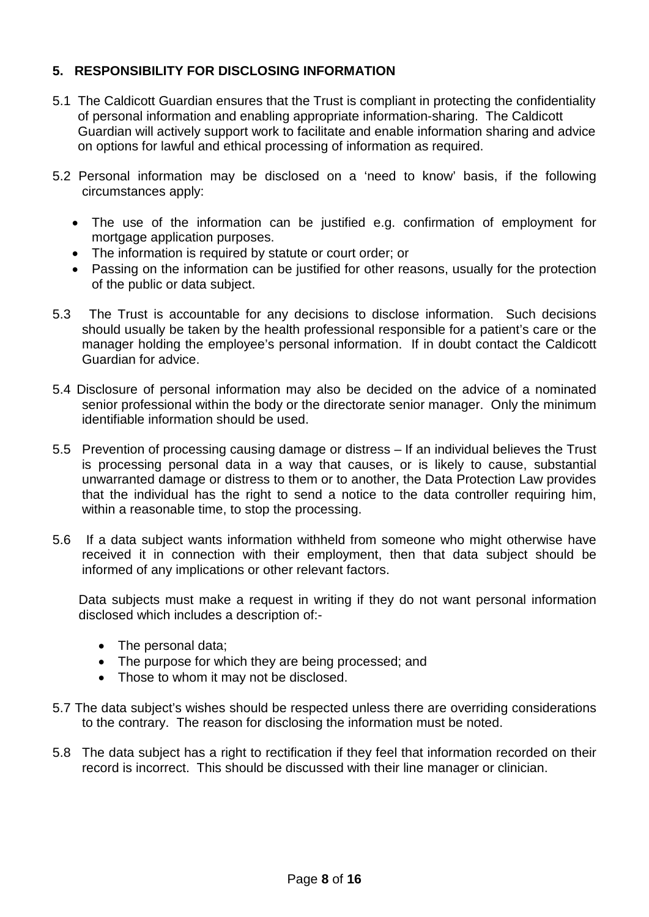## 5. RESPONSIBILITY FOR DISCLOSING INFORMATION

5.1 The Caldicott Guardian ensures that the Trust is compliant in protecting the confidentiality of personal information and enabling appropriate information-sharing. The Caldicott Guardian will actively support work to facilitate and enable information sharing and advice on options for lawful and ethical processing of information as required.

5.2 Personal information may be disclosed on a 'need to know' basis, if the following circumstances apply:

- The use of the information can be justified e.g. confirmation of employment for mortgage application purposes.
- The information is required by statute or court order; or
- Passing on the information can be justified for other reasons, usually for the protection of the public or data subject.

5.3 The Trust is accountable for any decisions to disclose information. Such decisions should usually be taken by the health professional responsible for a patient's care or the manager holding the employee's personal information. If in doubt contact the Caldicott Guardian for advice.

5.4 Disclosure of personal information may also be decided on the advice of a nominated senior professional within the body or the directorate senior manager. Only the minimum identifiable information should be used.

5.5 Prevention of processing causing damage or distress – If an individual believes the Trust is processing personal data in a way that causes, or is likely to cause, substantial unwarranted damage or distress to them or to another, the Data Protection Law provides that the individual has the right to send a notice to the data controller requiring him, within a reasonable time, to stop the processing.

5.6 If a data subject wants information withheld from someone who might otherwise have received it in connection with their employment, then that data subject should be informed of any implications or other relevant factors.

Data subjects must make a request in writing if they do not want personal information disclosed which includes a description of:-

- The personal data;
- The purpose for which they are being processed; and
- Those to whom it may not be disclosed.

5.7 The data subject's wishes should be respected unless there are overriding considerations to the contrary. The reason for disclosing the information must be noted.

5.8 The data subject has a right to rectification if they feel that information recorded on their record is incorrect. This should be discussed with their line manager or clinician.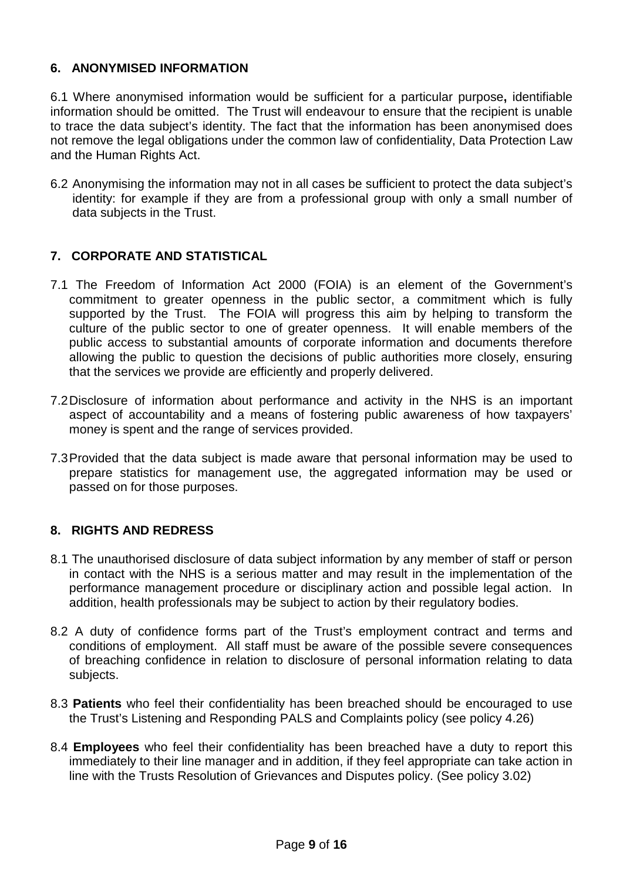## 6. ANONYMISED INFORMATION

6.1 Where anonymised information would be sufficient for a particular purpose**,** identifiable information should be omitted. The Trust will endeavour to ensure that the recipient is unable to trace the data subject's identity. The fact that the information has been anonymised does not remove the legal obligations under the common law of confidentiality, Data Protection Law and the Human Rights Act.

6.2 Anonymising the information may not in all cases be sufficient to protect the data subject's identity: for example if they are from a professional group with only a small number of data subjects in the Trust.

## 7. CORPORATE AND STATISTICAL

7.1 The Freedom of Information Act 2000 (FOIA) is an element of the Government's commitment to greater openness in the public sector, a commitment which is fully supported by the Trust. The FOIA will progress this aim by helping to transform the culture of the public sector to one of greater openness. It will enable members of the public access to substantial amounts of corporate information and documents therefore allowing the public to question the decisions of public authorities more closely, ensuring that the services we provide are efficiently and properly delivered.

7.2 Disclosure of information about performance and activity in the NHS is an important aspect of accountability and a means of fostering public awareness of how taxpayers' money is spent and the range of services provided.

7.3 Provided that the data subject is made aware that personal information may be used to prepare statistics for management use, the aggregated information may be used or passed on for those purposes.

## 8. RIGHTS AND REDRESS

8.1 The unauthorised disclosure of data subject information by any member of staff or person in contact with the NHS is a serious matter and may result in the implementation of the performance management procedure or disciplinary action and possible legal action. In addition, health professionals may be subject to action by their regulatory bodies.

8.2 A duty of confidence forms part of the Trust's employment contract and terms and conditions of employment. All staff must be aware of the possible severe consequences of breaching confidence in relation to disclosure of personal information relating to data subjects.

8.3 **Patients** who feel their confidentiality has been breached should be encouraged to use the Trust's Listening and Responding PALS and Complaints policy (see policy 4.26)

8.4 **Employees** who feel their confidentiality has been breached have a duty to report this immediately to their line manager and in addition, if they feel appropriate can take action in line with the Trusts Resolution of Grievances and Disputes policy. (See policy 3.02)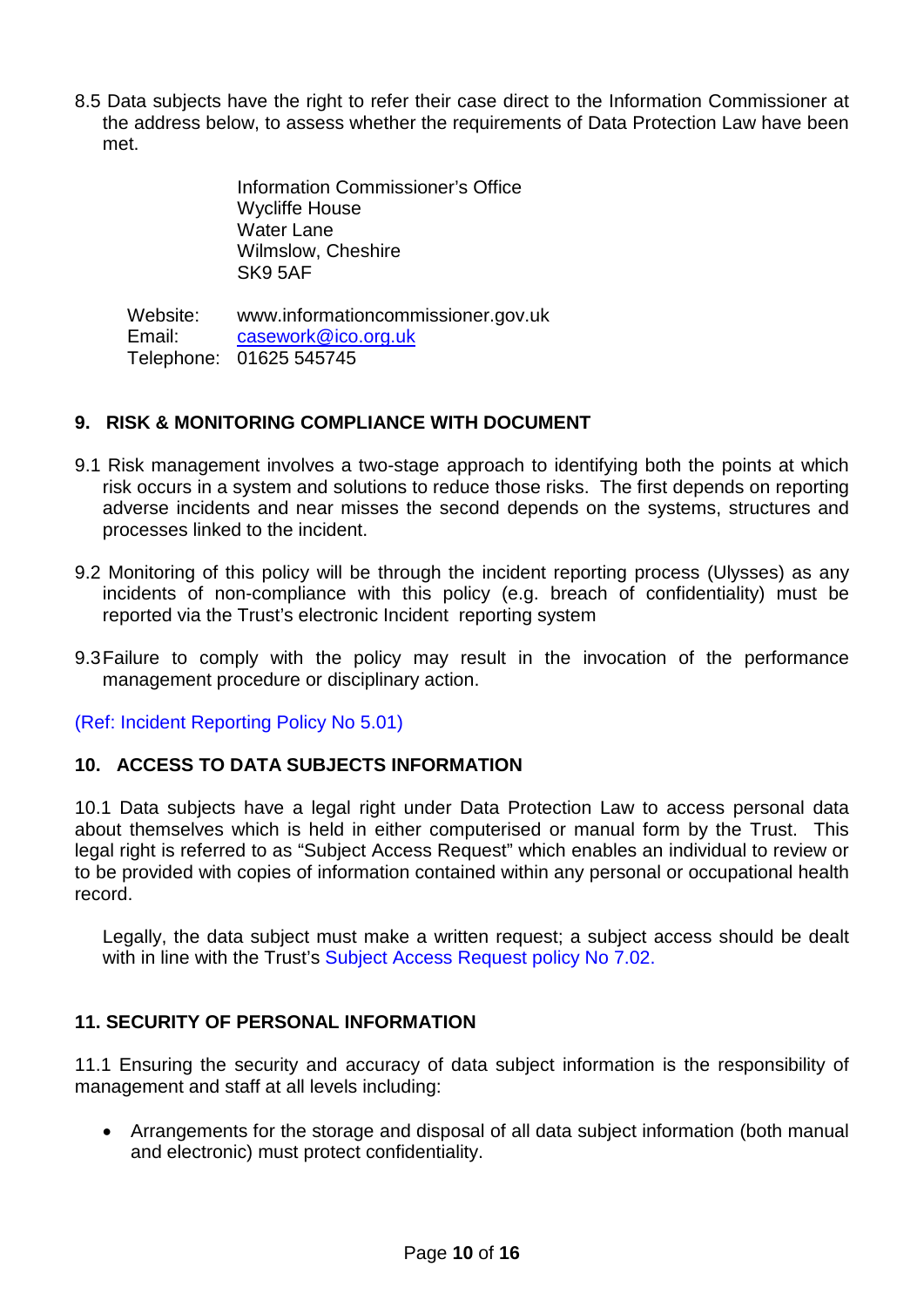8.5 Data subjects have the right to refer their case direct to the Information Commissioner at the address below, to assess whether the requirements of Data Protection Law have been met.

Information Commissioner's Office
Wycliffe House
Water Lane
Wilmslow, Cheshire
SK9 5AF

Website: www.informationcommissioner.gov.uk
Email: casework@ico.org.uk
Telephone: 01625 545745

## 9. RISK & MONITORING COMPLIANCE WITH DOCUMENT

9.1 Risk management involves a two-stage approach to identifying both the points at which risk occurs in a system and solutions to reduce those risks. The first depends on reporting adverse incidents and near misses the second depends on the systems, structures and processes linked to the incident.

9.2 Monitoring of this policy will be through the incident reporting process (Ulysses) as any incidents of non-compliance with this policy (e.g. breach of confidentiality) must be reported via the Trust's electronic Incident reporting system

9.3 Failure to comply with the policy may result in the invocation of the performance management procedure or disciplinary action.

(Ref: Incident Reporting Policy No 5.01)

## 10. ACCESS TO DATA SUBJECTS INFORMATION

10.1 Data subjects have a legal right under Data Protection Law to access personal data about themselves which is held in either computerised or manual form by the Trust. This legal right is referred to as "Subject Access Request" which enables an individual to review or to be provided with copies of information contained within any personal or occupational health record.

Legally, the data subject must make a written request; a subject access should be dealt with in line with the Trust's Subject Access Request policy No 7.02.

## 11. SECURITY OF PERSONAL INFORMATION

11.1 Ensuring the security and accuracy of data subject information is the responsibility of management and staff at all levels including:

- Arrangements for the storage and disposal of all data subject information (both manual and electronic) must protect confidentiality.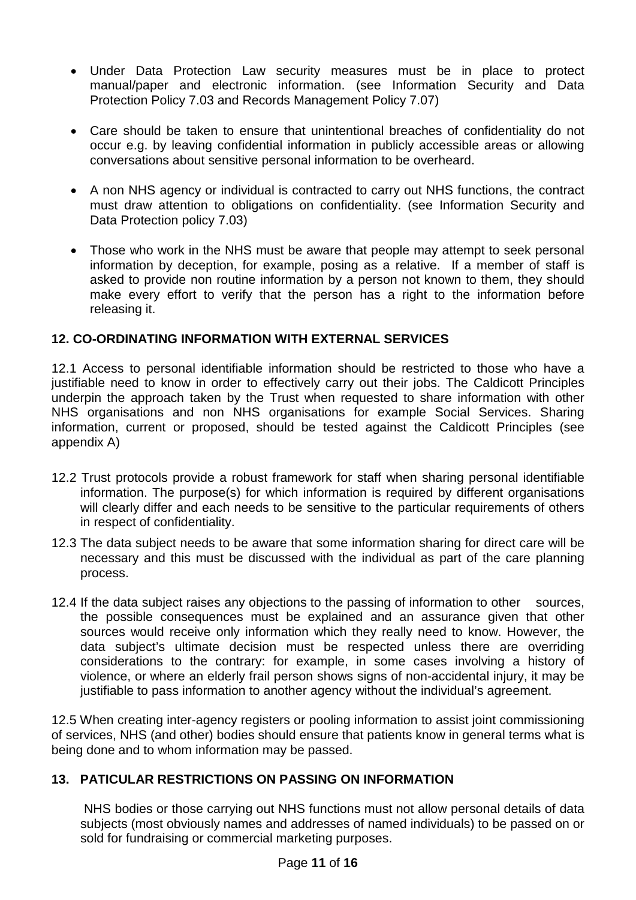- Under Data Protection Law security measures must be in place to protect manual/paper and electronic information. (see Information Security and Data Protection Policy 7.03 and Records Management Policy 7.07)

- Care should be taken to ensure that unintentional breaches of confidentiality do not occur e.g. by leaving confidential information in publicly accessible areas or allowing conversations about sensitive personal information to be overheard.

- A non NHS agency or individual is contracted to carry out NHS functions, the contract must draw attention to obligations on confidentiality. (see Information Security and Data Protection policy 7.03)

- Those who work in the NHS must be aware that people may attempt to seek personal information by deception, for example, posing as a relative. If a member of staff is asked to provide non routine information by a person not known to them, they should make every effort to verify that the person has a right to the information before releasing it.

## 12. CO-ORDINATING INFORMATION WITH EXTERNAL SERVICES

12.1 Access to personal identifiable information should be restricted to those who have a justifiable need to know in order to effectively carry out their jobs. The Caldicott Principles underpin the approach taken by the Trust when requested to share information with other NHS organisations and non NHS organisations for example Social Services. Sharing information, current or proposed, should be tested against the Caldicott Principles (see appendix A)

12.2 Trust protocols provide a robust framework for staff when sharing personal identifiable information. The purpose(s) for which information is required by different organisations will clearly differ and each needs to be sensitive to the particular requirements of others in respect of confidentiality.

12.3 The data subject needs to be aware that some information sharing for direct care will be necessary and this must be discussed with the individual as part of the care planning process.

12.4 If the data subject raises any objections to the passing of information to other sources, the possible consequences must be explained and an assurance given that other sources would receive only information which they really need to know. However, the data subject's ultimate decision must be respected unless there are overriding considerations to the contrary: for example, in some cases involving a history of violence, or where an elderly frail person shows signs of non-accidental injury, it may be justifiable to pass information to another agency without the individual's agreement.

12.5 When creating inter-agency registers or pooling information to assist joint commissioning of services, NHS (and other) bodies should ensure that patients know in general terms what is being done and to whom information may be passed.

## 13. PATICULAR RESTRICTIONS ON PASSING ON INFORMATION

NHS bodies or those carrying out NHS functions must not allow personal details of data subjects (most obviously names and addresses of named individuals) to be passed on or sold for fundraising or commercial marketing purposes.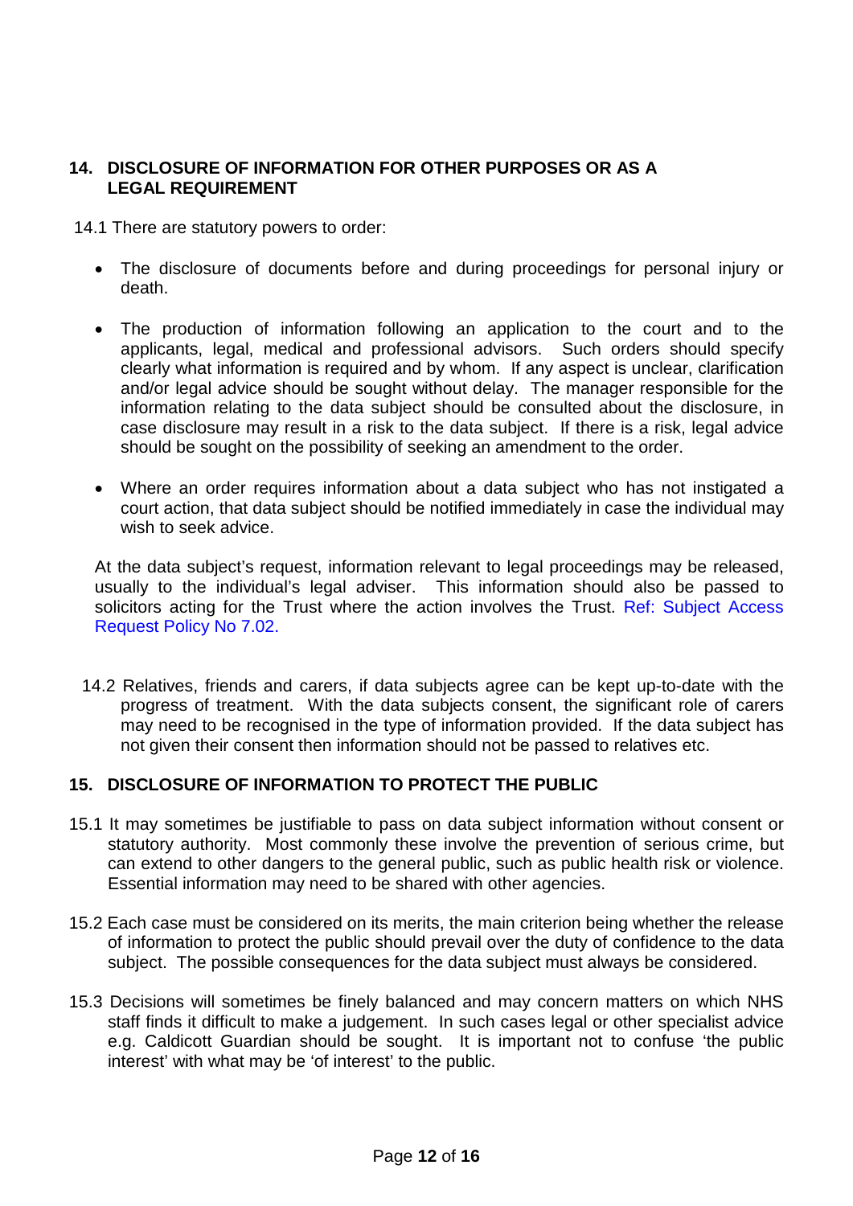## 14. DISCLOSURE OF INFORMATION FOR OTHER PURPOSES OR AS A LEGAL REQUIREMENT

14.1 There are statutory powers to order:

- The disclosure of documents before and during proceedings for personal injury or death.
- The production of information following an application to the court and to the applicants, legal, medical and professional advisors. Such orders should specify clearly what information is required and by whom. If any aspect is unclear, clarification and/or legal advice should be sought without delay. The manager responsible for the information relating to the data subject should be consulted about the disclosure, in case disclosure may result in a risk to the data subject. If there is a risk, legal advice should be sought on the possibility of seeking an amendment to the order.
- Where an order requires information about a data subject who has not instigated a court action, that data subject should be notified immediately in case the individual may wish to seek advice.

At the data subject's request, information relevant to legal proceedings may be released, usually to the individual's legal adviser. This information should also be passed to solicitors acting for the Trust where the action involves the Trust. Ref: Subject Access Request Policy No 7.02.

14.2 Relatives, friends and carers, if data subjects agree can be kept up-to-date with the progress of treatment. With the data subjects consent, the significant role of carers may need to be recognised in the type of information provided. If the data subject has not given their consent then information should not be passed to relatives etc.

## 15. DISCLOSURE OF INFORMATION TO PROTECT THE PUBLIC

15.1 It may sometimes be justifiable to pass on data subject information without consent or statutory authority. Most commonly these involve the prevention of serious crime, but can extend to other dangers to the general public, such as public health risk or violence. Essential information may need to be shared with other agencies.

15.2 Each case must be considered on its merits, the main criterion being whether the release of information to protect the public should prevail over the duty of confidence to the data subject. The possible consequences for the data subject must always be considered.

15.3 Decisions will sometimes be finely balanced and may concern matters on which NHS staff finds it difficult to make a judgement. In such cases legal or other specialist advice e.g. Caldicott Guardian should be sought. It is important not to confuse 'the public interest' with what may be 'of interest' to the public.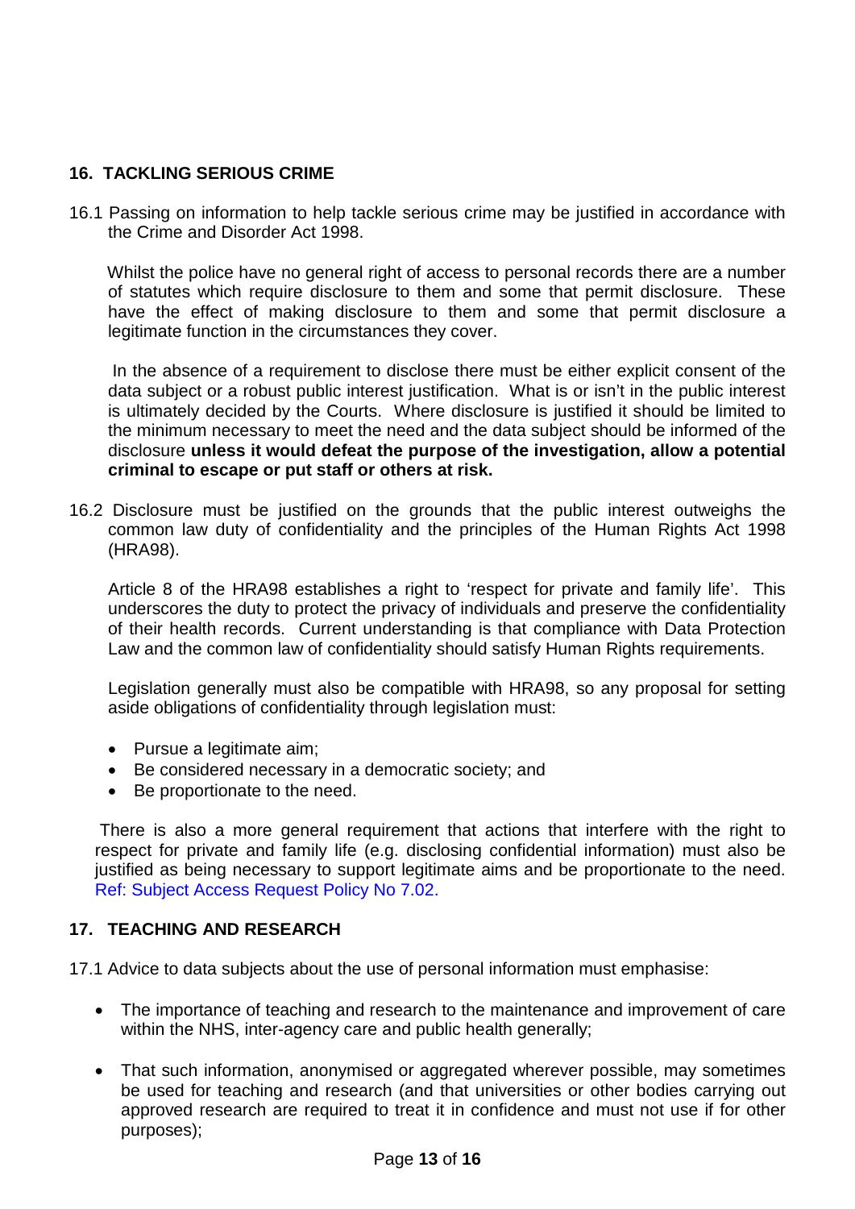## 16. TACKLING SERIOUS CRIME

16.1 Passing on information to help tackle serious crime may be justified in accordance with the Crime and Disorder Act 1998.

Whilst the police have no general right of access to personal records there are a number of statutes which require disclosure to them and some that permit disclosure. These have the effect of making disclosure to them and some that permit disclosure a legitimate function in the circumstances they cover.

In the absence of a requirement to disclose there must be either explicit consent of the data subject or a robust public interest justification. What is or isn't in the public interest is ultimately decided by the Courts. Where disclosure is justified it should be limited to the minimum necessary to meet the need and the data subject should be informed of the disclosure **unless it would defeat the purpose of the investigation, allow a potential criminal to escape or put staff or others at risk.**

16.2 Disclosure must be justified on the grounds that the public interest outweighs the common law duty of confidentiality and the principles of the Human Rights Act 1998 (HRA98).

Article 8 of the HRA98 establishes a right to 'respect for private and family life'. This underscores the duty to protect the privacy of individuals and preserve the confidentiality of their health records. Current understanding is that compliance with Data Protection Law and the common law of confidentiality should satisfy Human Rights requirements.

Legislation generally must also be compatible with HRA98, so any proposal for setting aside obligations of confidentiality through legislation must:

- Pursue a legitimate aim;
- Be considered necessary in a democratic society; and
- Be proportionate to the need.

There is also a more general requirement that actions that interfere with the right to respect for private and family life (e.g. disclosing confidential information) must also be justified as being necessary to support legitimate aims and be proportionate to the need. Ref: Subject Access Request Policy No 7.02.

## 17. TEACHING AND RESEARCH

17.1 Advice to data subjects about the use of personal information must emphasise:

- The importance of teaching and research to the maintenance and improvement of care within the NHS, inter-agency care and public health generally;
- That such information, anonymised or aggregated wherever possible, may sometimes be used for teaching and research (and that universities or other bodies carrying out approved research are required to treat it in confidence and must not use if for other purposes);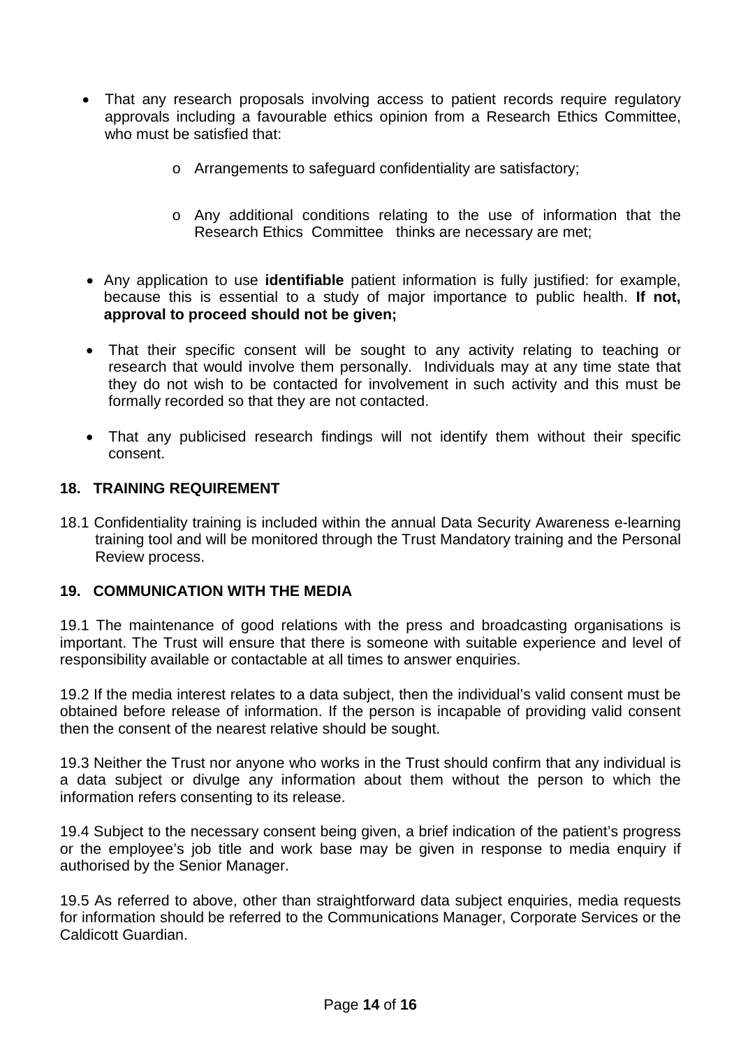- That any research proposals involving access to patient records require regulatory approvals including a favourable ethics opinion from a Research Ethics Committee, who must be satisfied that:
    - Arrangements to safeguard confidentiality are satisfactory;
    - Any additional conditions relating to the use of information that the Research Ethics Committee thinks are necessary are met;
- Any application to use **identifiable** patient information is fully justified: for example, because this is essential to a study of major importance to public health. **If not, approval to proceed should not be given;**
- That their specific consent will be sought to any activity relating to teaching or research that would involve them personally. Individuals may at any time state that they do not wish to be contacted for involvement in such activity and this must be formally recorded so that they are not contacted.
- That any publicised research findings will not identify them without their specific consent.

## 18. TRAINING REQUIREMENT

18.1 Confidentiality training is included within the annual Data Security Awareness e-learning training tool and will be monitored through the Trust Mandatory training and the Personal Review process.

## 19. COMMUNICATION WITH THE MEDIA

19.1 The maintenance of good relations with the press and broadcasting organisations is important. The Trust will ensure that there is someone with suitable experience and level of responsibility available or contactable at all times to answer enquiries.

19.2 If the media interest relates to a data subject, then the individual's valid consent must be obtained before release of information. If the person is incapable of providing valid consent then the consent of the nearest relative should be sought.

19.3 Neither the Trust nor anyone who works in the Trust should confirm that any individual is a data subject or divulge any information about them without the person to which the information refers consenting to its release.

19.4 Subject to the necessary consent being given, a brief indication of the patient's progress or the employee's job title and work base may be given in response to media enquiry if authorised by the Senior Manager.

19.5 As referred to above, other than straightforward data subject enquiries, media requests for information should be referred to the Communications Manager, Corporate Services or the Caldicott Guardian.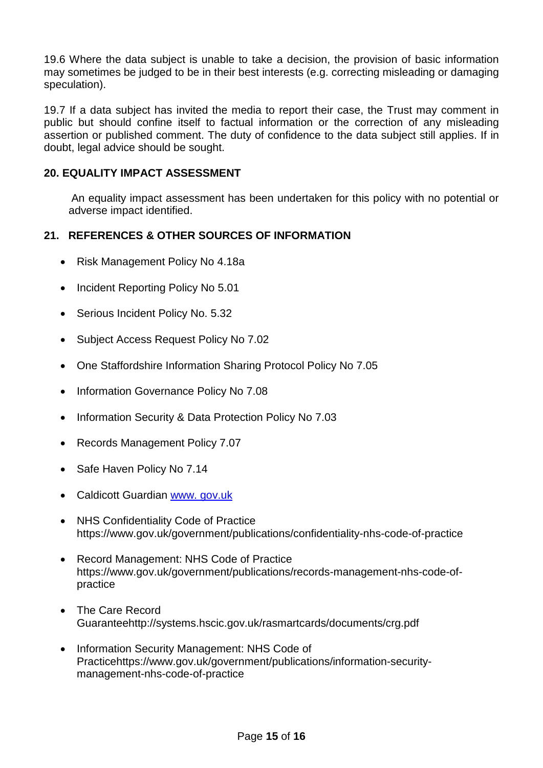19.6 Where the data subject is unable to take a decision, the provision of basic information may sometimes be judged to be in their best interests (e.g. correcting misleading or damaging speculation).

19.7 If a data subject has invited the media to report their case, the Trust may comment in public but should confine itself to factual information or the correction of any misleading assertion or published comment. The duty of confidence to the data subject still applies. If in doubt, legal advice should be sought.

## 20. EQUALITY IMPACT ASSESSMENT

An equality impact assessment has been undertaken for this policy with no potential or adverse impact identified.

## 21. REFERENCES & OTHER SOURCES OF INFORMATION

- Risk Management Policy No 4.18a
- Incident Reporting Policy No 5.01
- Serious Incident Policy No. 5.32
- Subject Access Request Policy No 7.02
- One Staffordshire Information Sharing Protocol Policy No 7.05
- Information Governance Policy No 7.08
- Information Security & Data Protection Policy No 7.03
- Records Management Policy 7.07
- Safe Haven Policy No 7.14
- Caldicott Guardian [www. gov.uk](www.gov.uk)
- NHS Confidentiality Code of Practice https://www.gov.uk/government/publications/confidentiality-nhs-code-of-practice
- Record Management: NHS Code of Practice https://www.gov.uk/government/publications/records-management-nhs-code-of-practice
- The Care Record Guaranteehttp://systems.hscic.gov.uk/rasmartcards/documents/crg.pdf
- Information Security Management: NHS Code of Practicehttps://www.gov.uk/government/publications/information-security-management-nhs-code-of-practice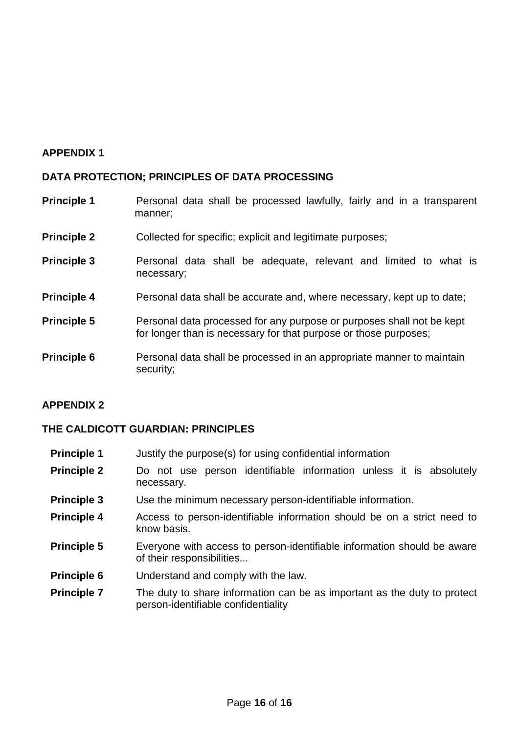## APPENDIX 1

### DATA PROTECTION; PRINCIPLES OF DATA PROCESSING

| | |
|---|---|
| **Principle 1** | Personal data shall be processed lawfully, fairly and in a transparent manner; |
| **Principle 2** | Collected for specific; explicit and legitimate purposes; |
| **Principle 3** | Personal data shall be adequate, relevant and limited to what is necessary; |
| **Principle 4** | Personal data shall be accurate and, where necessary, kept up to date; |
| **Principle 5** | Personal data processed for any purpose or purposes shall not be kept for longer than is necessary for that purpose or those purposes; |
| **Principle 6** | Personal data shall be processed in an appropriate manner to maintain security; |

## APPENDIX 2

### THE CALDICOTT GUARDIAN: PRINCIPLES

| | |
|---|---|
| **Principle 1** | Justify the purpose(s) for using confidential information |
| **Principle 2** | Do not use person identifiable information unless it is absolutely necessary. |
| **Principle 3** | Use the minimum necessary person-identifiable information. |
| **Principle 4** | Access to person-identifiable information should be on a strict need to know basis. |
| **Principle 5** | Everyone with access to person-identifiable information should be aware of their responsibilities... |
| **Principle 6** | Understand and comply with the law. |
| **Principle 7** | The duty to share information can be as important as the duty to protect person-identifiable confidentiality |